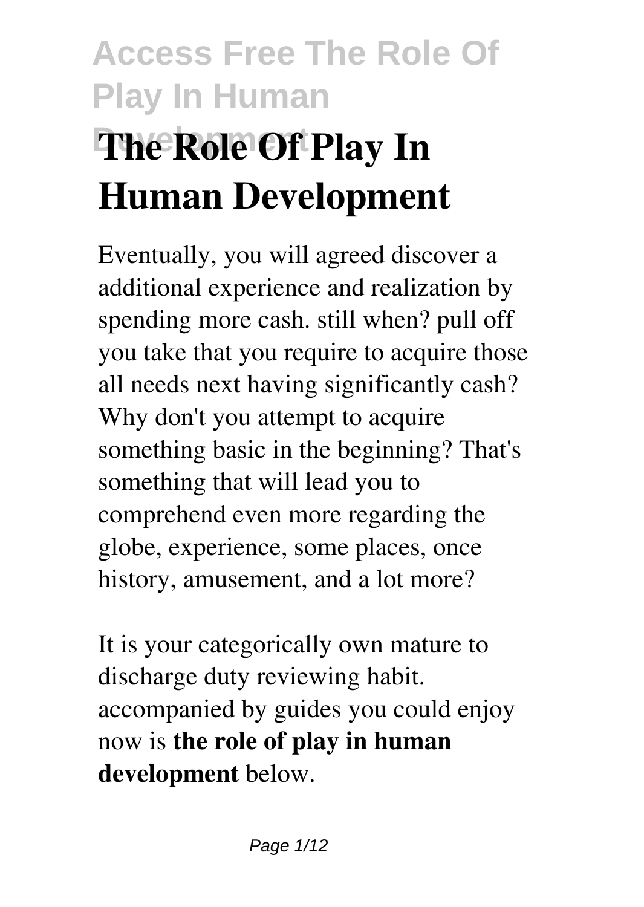# The Role Of Play In Human Development

Eventually, you will agreed discover a additional experience and realization by spending more cash. still when? pull off you take that you require to acquire those all needs next having significantly cash? Why don't you attempt to acquire something basic in the beginning? That's something that will lead you to comprehend even more regarding the globe, experience, some places, once history, amusement, and a lot more?

It is your categorically own mature to discharge duty reviewing habit. accompanied by guides you could enjoy now is **the role of play in human development** below.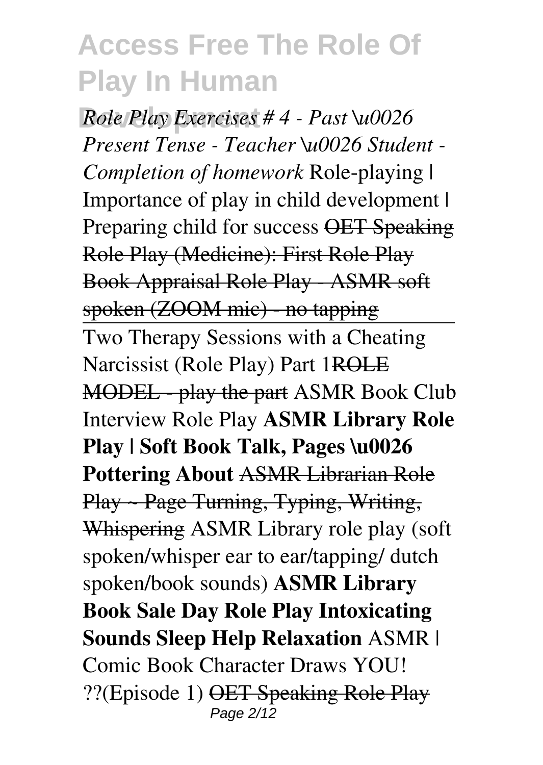*Role Play Exercises # 4 - Past \u0026 Present Tense - Teacher \u0026 Student - Completion of homework* Role-playing | Importance of play in child development | Preparing child for success ~~OET Speaking Role Play (Medicine): First Role Play~~ ~~Book Appraisal Role Play - ASMR soft spoken (ZOOM mic) - no tapping~~

Two Therapy Sessions with a Cheating Narcissist (Role Play) Part 1~~ROLE MODEL - play the part~~ ASMR Book Club Interview Role Play **ASMR Library Role Play | Soft Book Talk, Pages \u0026 Pottering About** ~~ASMR Librarian Role Play ~ Page Turning, Typing, Writing, Whispering~~ ASMR Library role play (soft spoken/whisper ear to ear/tapping/ dutch spoken/book sounds) **ASMR Library Book Sale Day Role Play Intoxicating Sounds Sleep Help Relaxation** ASMR | Comic Book Character Draws YOU! ??(Episode 1) ~~OET Speaking Role Play~~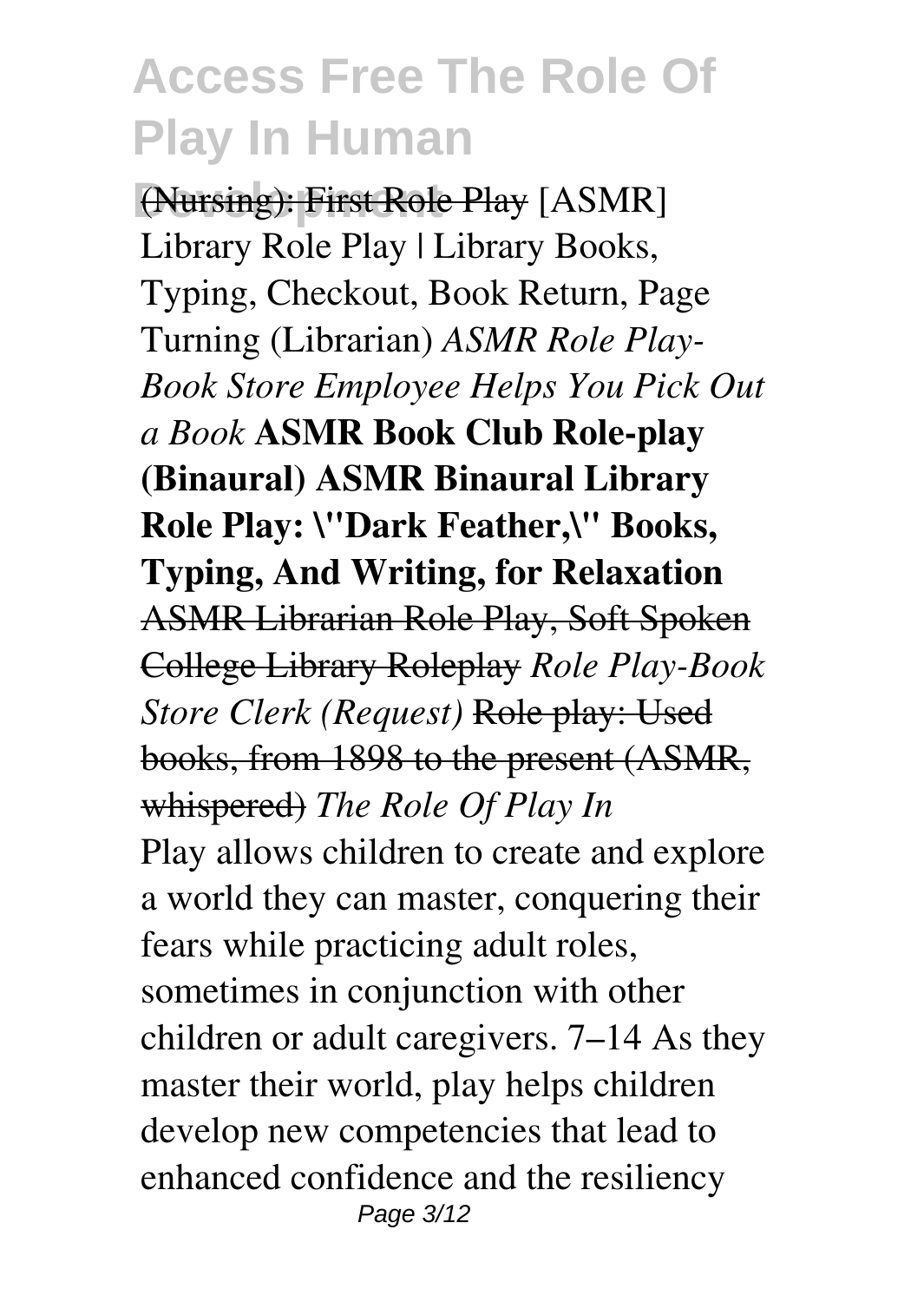~~(Nursing): First Role Play~~ [ASMR] Library Role Play | Library Books, Typing, Checkout, Book Return, Page Turning (Librarian) *ASMR Role Play-Book Store Employee Helps You Pick Out a Book* **ASMR Book Club Role-play (Binaural) ASMR Binaural Library Role Play: \"Dark Feather,\" Books, Typing, And Writing, for Relaxation** ~~ASMR Librarian Role Play, Soft Spoken College Library Roleplay~~ *Role Play-Book Store Clerk (Request)* ~~Role play: Used books, from 1898 to the present (ASMR, whispered)~~ *The Role Of Play In*

Play allows children to create and explore a world they can master, conquering their fears while practicing adult roles, sometimes in conjunction with other children or adult caregivers. 7–14 As they master their world, play helps children develop new competencies that lead to enhanced confidence and the resiliency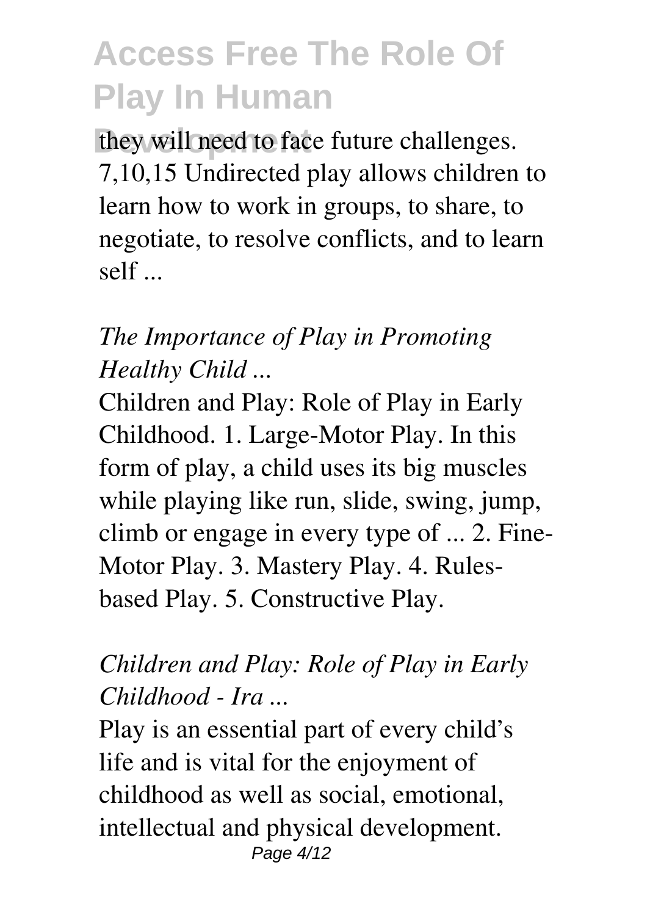they will need to face future challenges. 7,10,15 Undirected play allows children to learn how to work in groups, to share, to negotiate, to resolve conflicts, and to learn self ...

*The Importance of Play in Promoting Healthy Child ...*

Children and Play: Role of Play in Early Childhood. 1. Large-Motor Play. In this form of play, a child uses its big muscles while playing like run, slide, swing, jump, climb or engage in every type of ... 2. Fine-Motor Play. 3. Mastery Play. 4. Rules-based Play. 5. Constructive Play.

*Children and Play: Role of Play in Early Childhood - Ira ...*

Play is an essential part of every child's life and is vital for the enjoyment of childhood as well as social, emotional, intellectual and physical development.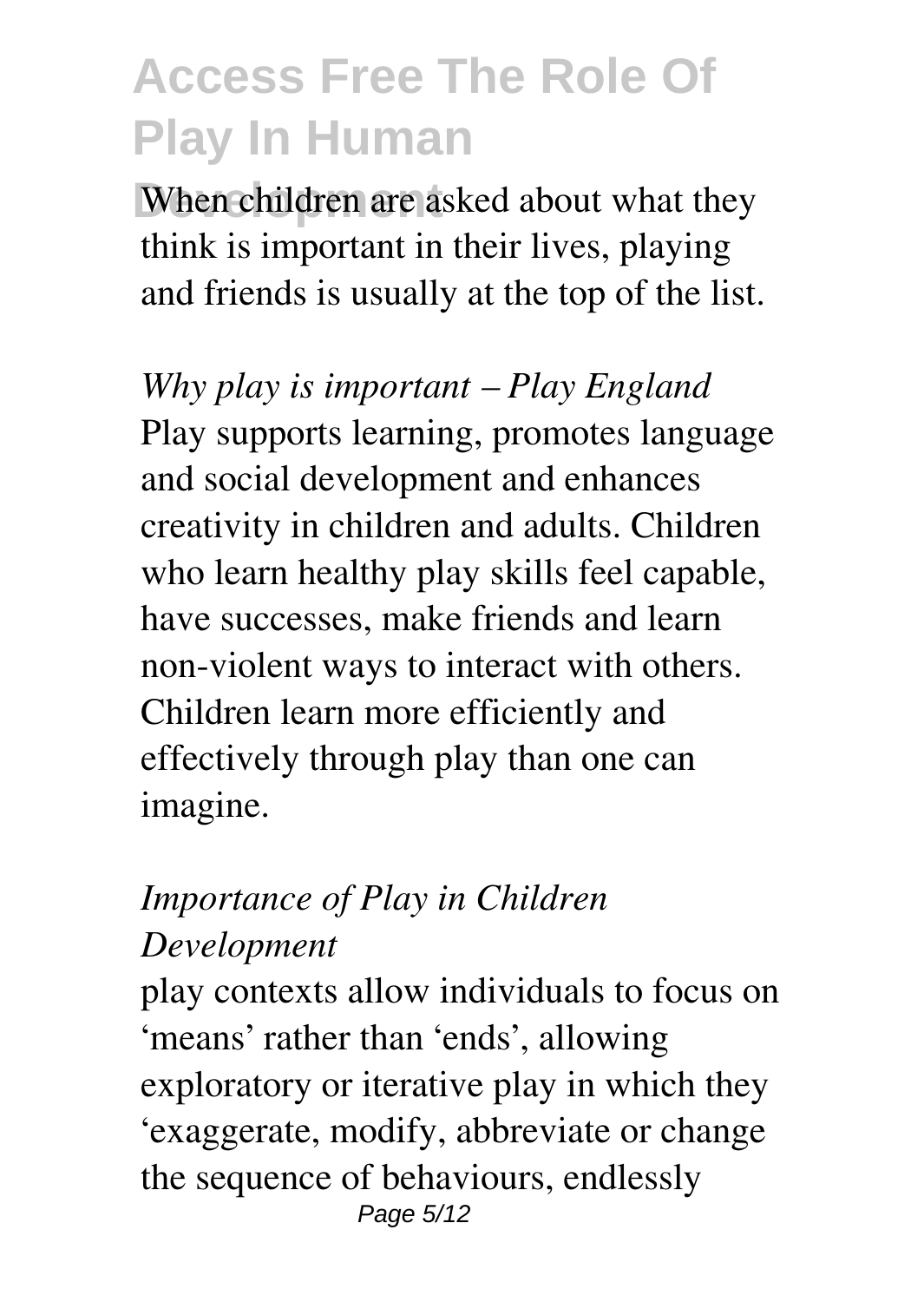When children are asked about what they think is important in their lives, playing and friends is usually at the top of the list.

*Why play is important – Play England*

Play supports learning, promotes language and social development and enhances creativity in children and adults. Children who learn healthy play skills feel capable, have successes, make friends and learn non-violent ways to interact with others. Children learn more efficiently and effectively through play than one can imagine.

*Importance of Play in Children Development*

play contexts allow individuals to focus on 'means' rather than 'ends', allowing exploratory or iterative play in which they 'exaggerate, modify, abbreviate or change the sequence of behaviours, endlessly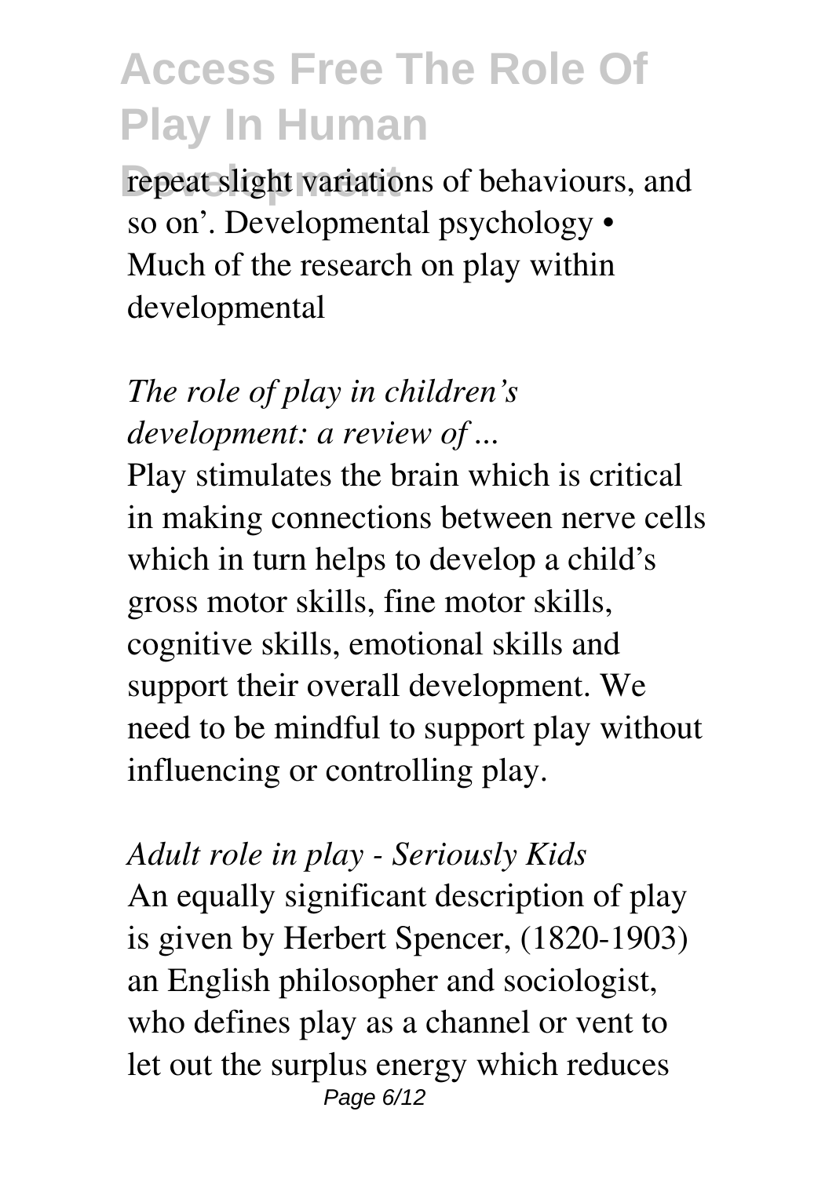repeat slight variations of behaviours, and so on'. Developmental psychology • Much of the research on play within developmental

*The role of play in children's development: a review of ...*

Play stimulates the brain which is critical in making connections between nerve cells which in turn helps to develop a child's gross motor skills, fine motor skills, cognitive skills, emotional skills and support their overall development. We need to be mindful to support play without influencing or controlling play.

*Adult role in play - Seriously Kids*

An equally significant description of play is given by Herbert Spencer, (1820-1903) an English philosopher and sociologist, who defines play as a channel or vent to let out the surplus energy which reduces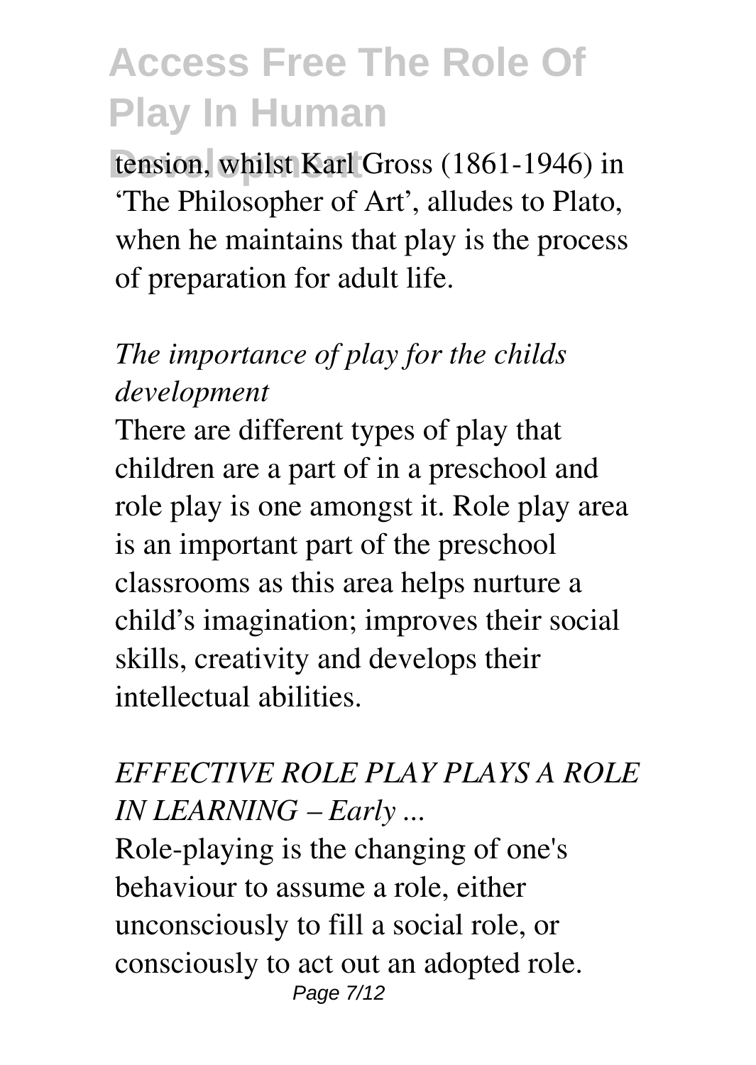tension, whilst Karl Gross (1861-1946) in 'The Philosopher of Art', alludes to Plato, when he maintains that play is the process of preparation for adult life.

*The importance of play for the childs development*

There are different types of play that children are a part of in a preschool and role play is one amongst it. Role play area is an important part of the preschool classrooms as this area helps nurture a child's imagination; improves their social skills, creativity and develops their intellectual abilities.

*EFFECTIVE ROLE PLAY PLAYS A ROLE IN LEARNING – Early ...*

Role-playing is the changing of one's behaviour to assume a role, either unconsciously to fill a social role, or consciously to act out an adopted role.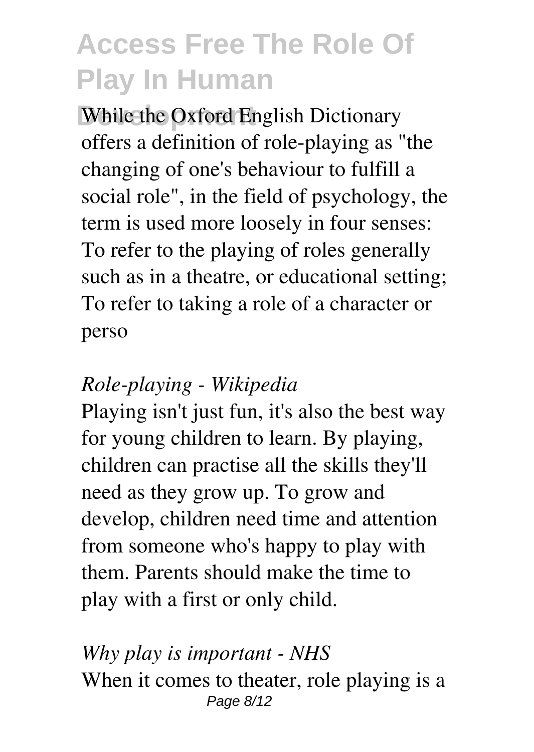While the Oxford English Dictionary offers a definition of role-playing as "the changing of one's behaviour to fulfill a social role", in the field of psychology, the term is used more loosely in four senses: To refer to the playing of roles generally such as in a theatre, or educational setting; To refer to taking a role of a character or perso

*Role-playing - Wikipedia*

Playing isn't just fun, it's also the best way for young children to learn. By playing, children can practise all the skills they'll need as they grow up. To grow and develop, children need time and attention from someone who's happy to play with them. Parents should make the time to play with a first or only child.

*Why play is important - NHS*

When it comes to theater, role playing is a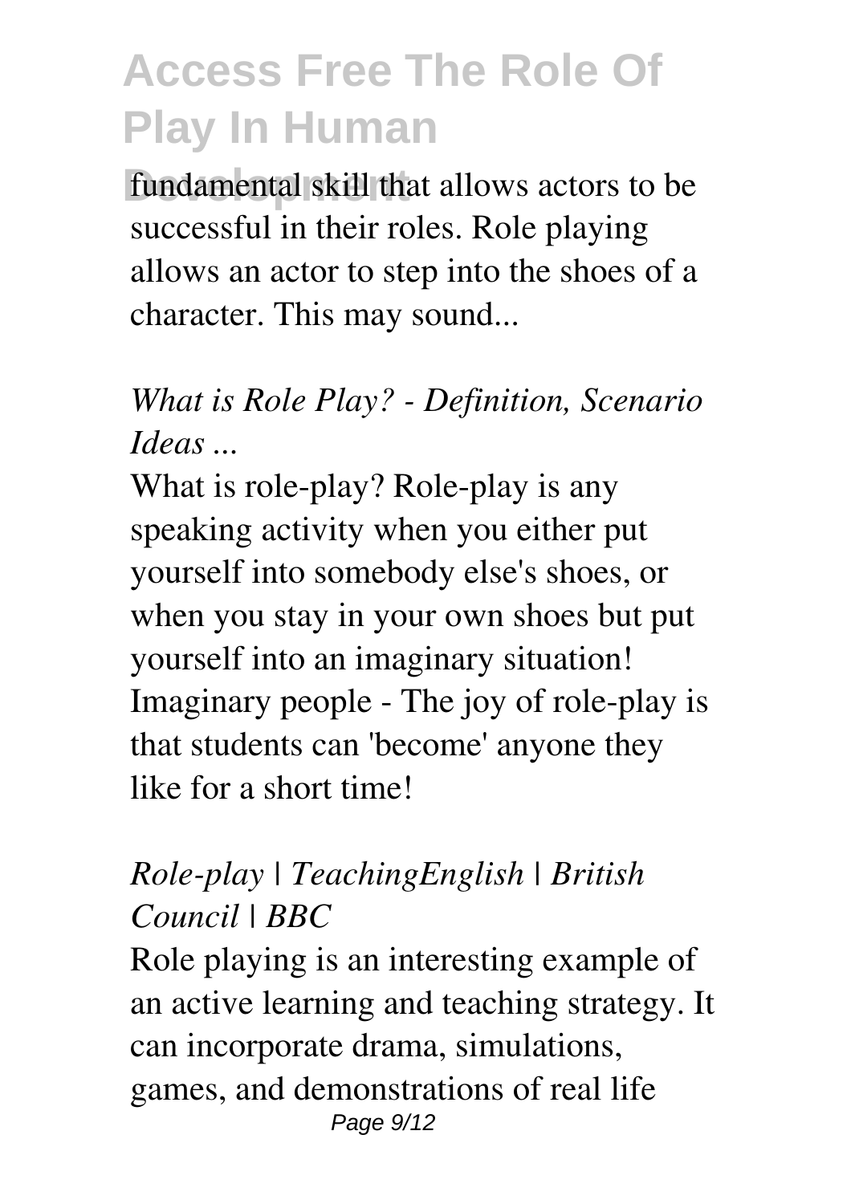fundamental skill that allows actors to be successful in their roles. Role playing allows an actor to step into the shoes of a character. This may sound...

*What is Role Play? - Definition, Scenario Ideas ...*

What is role-play? Role-play is any speaking activity when you either put yourself into somebody else's shoes, or when you stay in your own shoes but put yourself into an imaginary situation! Imaginary people - The joy of role-play is that students can 'become' anyone they like for a short time!

*Role-play | TeachingEnglish | British Council | BBC*

Role playing is an interesting example of an active learning and teaching strategy. It can incorporate drama, simulations, games, and demonstrations of real life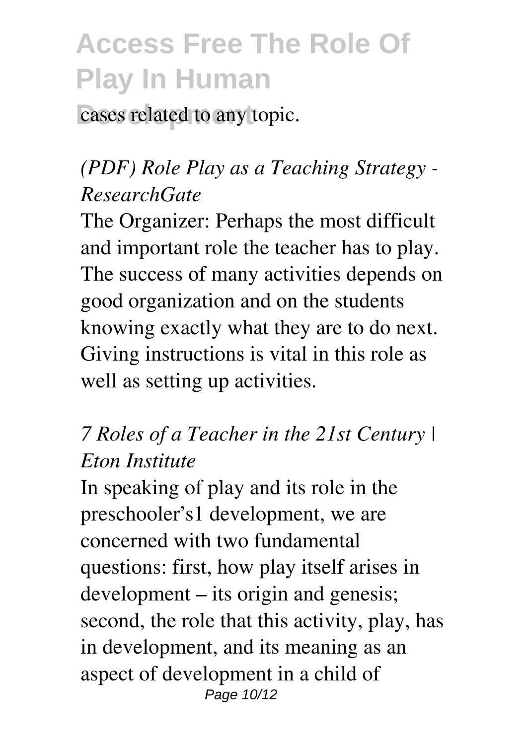cases related to any topic.

*(PDF) Role Play as a Teaching Strategy - ResearchGate*

The Organizer: Perhaps the most difficult and important role the teacher has to play. The success of many activities depends on good organization and on the students knowing exactly what they are to do next. Giving instructions is vital in this role as well as setting up activities.

*7 Roles of a Teacher in the 21st Century | Eton Institute*

In speaking of play and its role in the preschooler's1 development, we are concerned with two fundamental questions: first, how play itself arises in development – its origin and genesis; second, the role that this activity, play, has in development, and its meaning as an aspect of development in a child of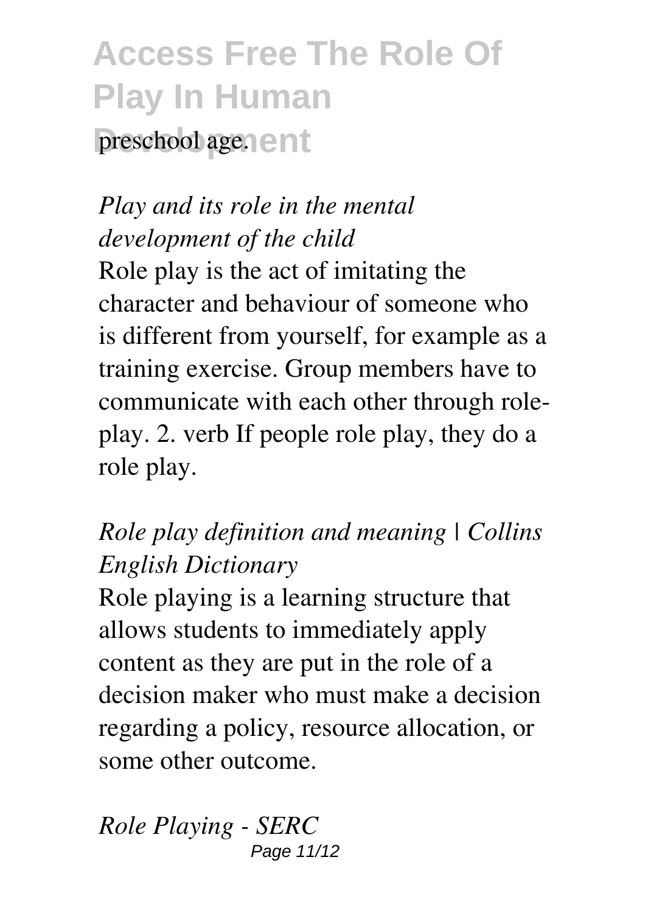preschool age.

*Play and its role in the mental development of the child*

Role play is the act of imitating the character and behaviour of someone who is different from yourself, for example as a training exercise. Group members have to communicate with each other through role-play. 2. verb If people role play, they do a role play.

*Role play definition and meaning | Collins English Dictionary*

Role playing is a learning structure that allows students to immediately apply content as they are put in the role of a decision maker who must make a decision regarding a policy, resource allocation, or some other outcome.

*Role Playing - SERC*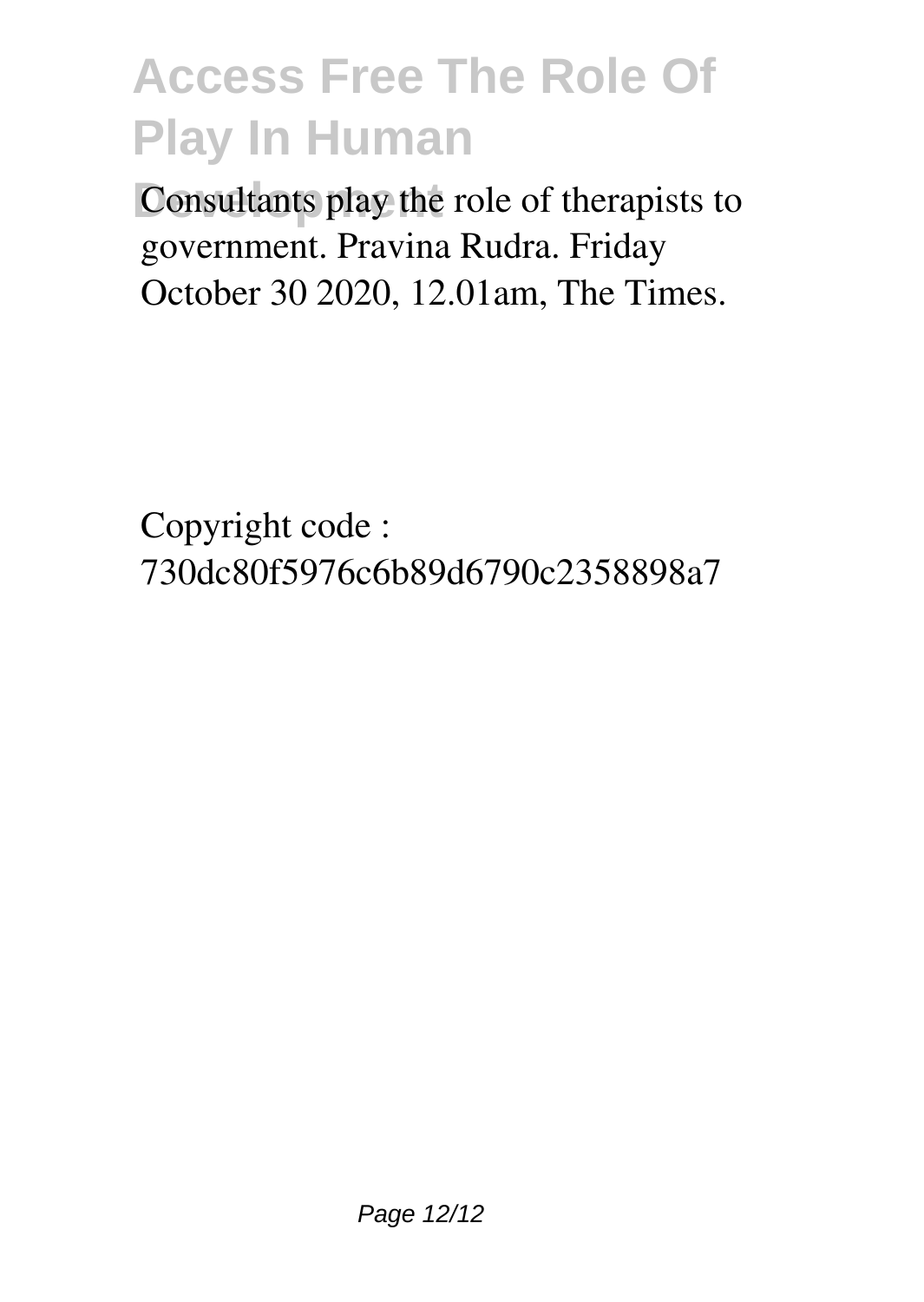Consultants play the role of therapists to government. Pravina Rudra. Friday October 30 2020, 12.01am, The Times.

Copyright code : 730dc80f5976c6b89d6790c2358898a7